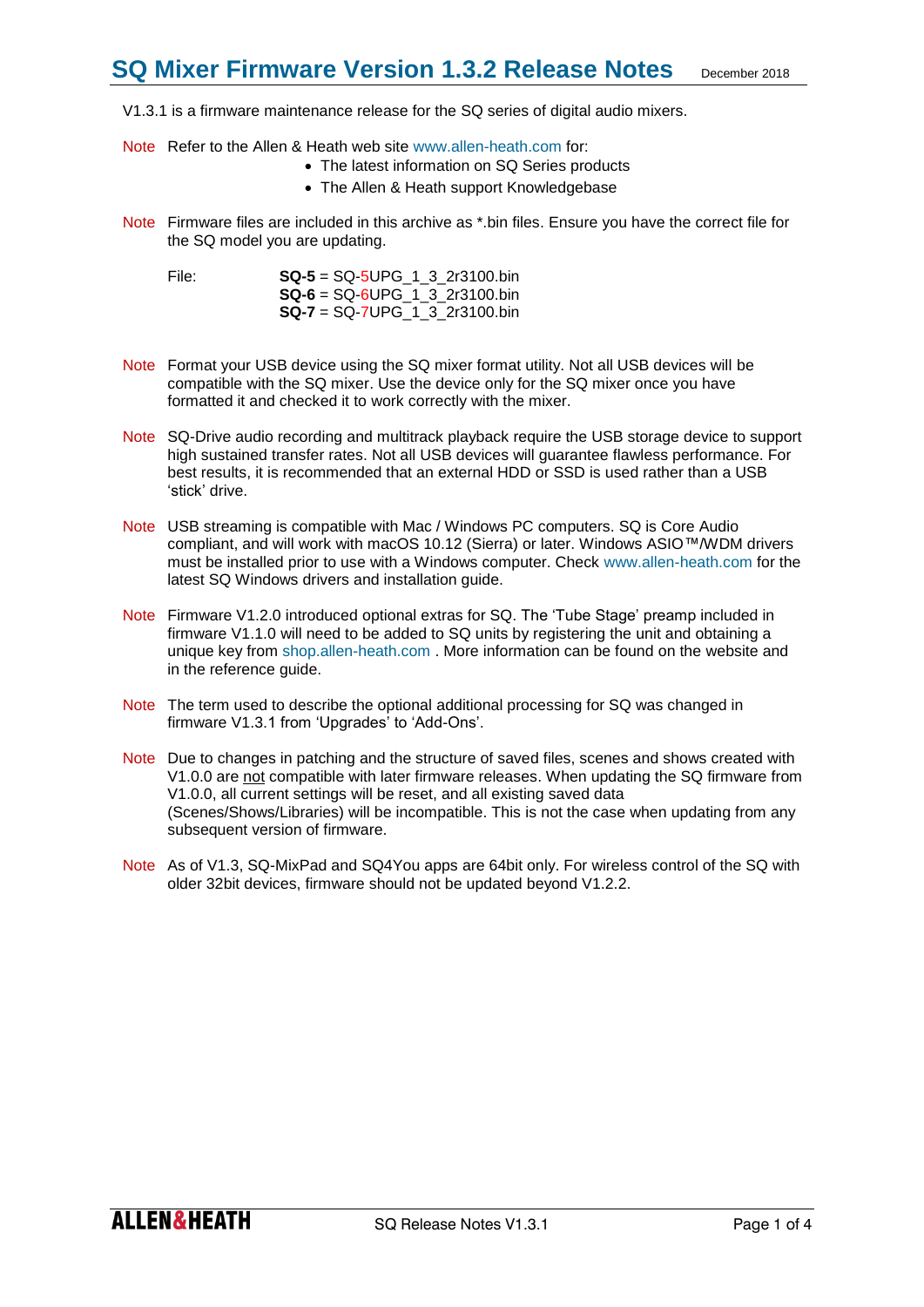# SQ Mixer Firmware Version 1.3.2 Release Notes

December 2018

V1.3.1 is a firmware maintenance release for the SQ series of digital audio mixers.

**Note** Refer to the Allen & Heath web site www.allen-heath.com for:

- The latest information on SQ Series products
- The Allen & Heath support Knowledgebase

**Note** Firmware files are included in this archive as *.bin files. Ensure you have the correct file for the SQ model you are updating.

File:
**SQ-5** = SQ-5UPG_1_3_2r3100.bin
**SQ-6** = SQ-6UPG_1_3_2r3100.bin
**SQ-7** = SQ-7UPG_1_3_2r3100.bin

**Note** Format your USB device using the SQ mixer format utility. Not all USB devices will be compatible with the SQ mixer. Use the device only for the SQ mixer once you have formatted it and checked it to work correctly with the mixer.

**Note** SQ-Drive audio recording and multitrack playback require the USB storage device to support high sustained transfer rates. Not all USB devices will guarantee flawless performance. For best results, it is recommended that an external HDD or SSD is used rather than a USB 'stick' drive.

**Note** USB streaming is compatible with Mac / Windows PC computers. SQ is Core Audio compliant, and will work with macOS 10.12 (Sierra) or later. Windows ASIO™/WDM drivers must be installed prior to use with a Windows computer. Check www.allen-heath.com for the latest SQ Windows drivers and installation guide.

**Note** Firmware V1.2.0 introduced optional extras for SQ. The 'Tube Stage' preamp included in firmware V1.1.0 will need to be added to SQ units by registering the unit and obtaining a unique key from shop.allen-heath.com . More information can be found on the website and in the reference guide.

**Note** The term used to describe the optional additional processing for SQ was changed in firmware V1.3.1 from 'Upgrades' to 'Add-Ons'.

**Note** Due to changes in patching and the structure of saved files, scenes and shows created with V1.0.0 are <u>not</u> compatible with later firmware releases. When updating the SQ firmware from V1.0.0, all current settings will be reset, and all existing saved data (Scenes/Shows/Libraries) will be incompatible. This is not the case when updating from any subsequent version of firmware.

**Note** As of V1.3, SQ-MixPad and SQ4You apps are 64bit only. For wireless control of the SQ with older 32bit devices, firmware should not be updated beyond V1.2.2.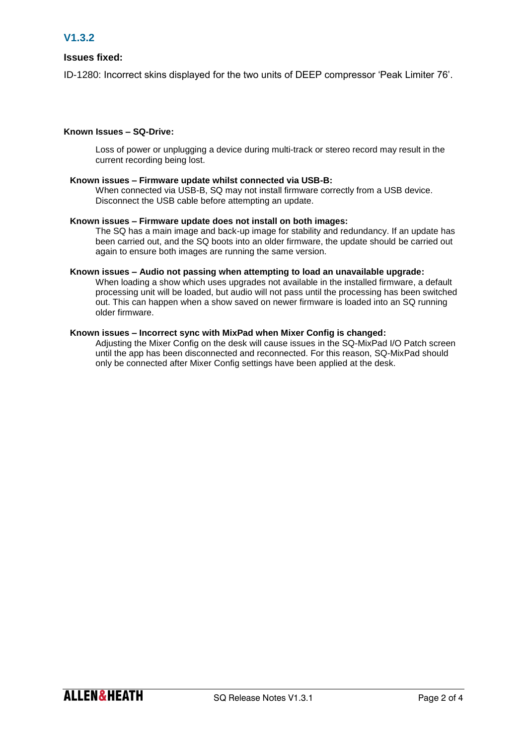## V1.3.2

### Issues fixed:

ID-1280: Incorrect skins displayed for the two units of DEEP compressor 'Peak Limiter 76'.

**Known Issues – SQ-Drive:**

Loss of power or unplugging a device during multi-track or stereo record may result in the current recording being lost.

**Known issues – Firmware update whilst connected via USB-B:**

When connected via USB-B, SQ may not install firmware correctly from a USB device. Disconnect the USB cable before attempting an update.

**Known issues – Firmware update does not install on both images:**

The SQ has a main image and back-up image for stability and redundancy. If an update has been carried out, and the SQ boots into an older firmware, the update should be carried out again to ensure both images are running the same version.

**Known issues – Audio not passing when attempting to load an unavailable upgrade:**

When loading a show which uses upgrades not available in the installed firmware, a default processing unit will be loaded, but audio will not pass until the processing has been switched out. This can happen when a show saved on newer firmware is loaded into an SQ running older firmware.

**Known issues – Incorrect sync with MixPad when Mixer Config is changed:**

Adjusting the Mixer Config on the desk will cause issues in the SQ-MixPad I/O Patch screen until the app has been disconnected and reconnected. For this reason, SQ-MixPad should only be connected after Mixer Config settings have been applied at the desk.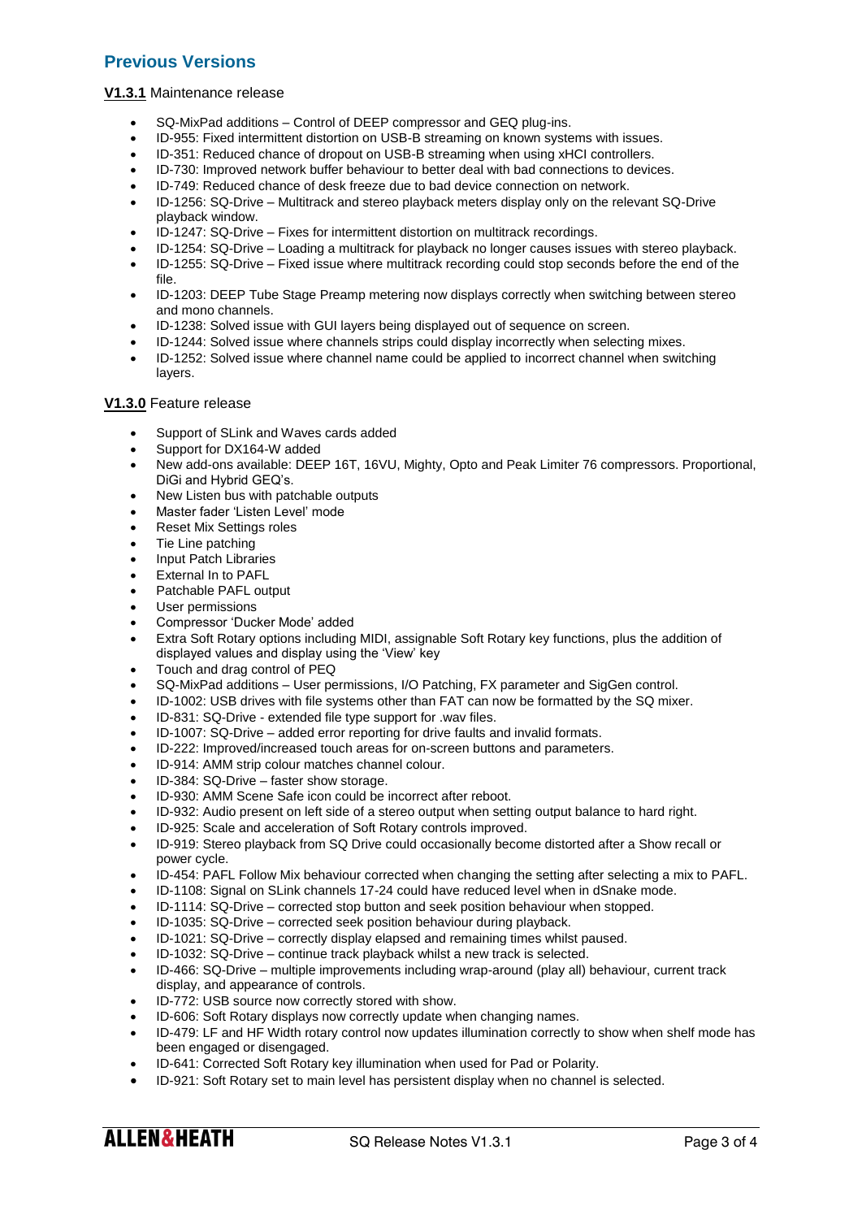## Previous Versions

**V1.3.1** Maintenance release

- SQ-MixPad additions – Control of DEEP compressor and GEQ plug-ins.
- ID-955: Fixed intermittent distortion on USB-B streaming on known systems with issues.
- ID-351: Reduced chance of dropout on USB-B streaming when using xHCI controllers.
- ID-730: Improved network buffer behaviour to better deal with bad connections to devices.
- ID-749: Reduced chance of desk freeze due to bad device connection on network.
- ID-1256: SQ-Drive – Multitrack and stereo playback meters display only on the relevant SQ-Drive playback window.
- ID-1247: SQ-Drive – Fixes for intermittent distortion on multitrack recordings.
- ID-1254: SQ-Drive – Loading a multitrack for playback no longer causes issues with stereo playback.
- ID-1255: SQ-Drive – Fixed issue where multitrack recording could stop seconds before the end of the file.
- ID-1203: DEEP Tube Stage Preamp metering now displays correctly when switching between stereo and mono channels.
- ID-1238: Solved issue with GUI layers being displayed out of sequence on screen.
- ID-1244: Solved issue where channels strips could display incorrectly when selecting mixes.
- ID-1252: Solved issue where channel name could be applied to incorrect channel when switching layers.

**V1.3.0** Feature release

- Support of SLink and Waves cards added
- Support for DX164-W added
- New add-ons available: DEEP 16T, 16VU, Mighty, Opto and Peak Limiter 76 compressors. Proportional, DiGi and Hybrid GEQ's.
- New Listen bus with patchable outputs
- Master fader 'Listen Level' mode
- Reset Mix Settings roles
- Tie Line patching
- Input Patch Libraries
- External In to PAFL
- Patchable PAFL output
- User permissions
- Compressor 'Ducker Mode' added
- Extra Soft Rotary options including MIDI, assignable Soft Rotary key functions, plus the addition of displayed values and display using the 'View' key
- Touch and drag control of PEQ
- SQ-MixPad additions – User permissions, I/O Patching, FX parameter and SigGen control.
- ID-1002: USB drives with file systems other than FAT can now be formatted by the SQ mixer.
- ID-831: SQ-Drive - extended file type support for .wav files.
- ID-1007: SQ-Drive – added error reporting for drive faults and invalid formats.
- ID-222: Improved/increased touch areas for on-screen buttons and parameters.
- ID-914: AMM strip colour matches channel colour.
- ID-384: SQ-Drive – faster show storage.
- ID-930: AMM Scene Safe icon could be incorrect after reboot.
- ID-932: Audio present on left side of a stereo output when setting output balance to hard right.
- ID-925: Scale and acceleration of Soft Rotary controls improved.
- ID-919: Stereo playback from SQ Drive could occasionally become distorted after a Show recall or power cycle.
- ID-454: PAFL Follow Mix behaviour corrected when changing the setting after selecting a mix to PAFL.
- ID-1108: Signal on SLink channels 17-24 could have reduced level when in dSnake mode.
- ID-1114: SQ-Drive – corrected stop button and seek position behaviour when stopped.
- ID-1035: SQ-Drive – corrected seek position behaviour during playback.
- ID-1021: SQ-Drive – correctly display elapsed and remaining times whilst paused.
- ID-1032: SQ-Drive – continue track playback whilst a new track is selected.
- ID-466: SQ-Drive – multiple improvements including wrap-around (play all) behaviour, current track display, and appearance of controls.
- ID-772: USB source now correctly stored with show.
- ID-606: Soft Rotary displays now correctly update when changing names.
- ID-479: LF and HF Width rotary control now updates illumination correctly to show when shelf mode has been engaged or disengaged.
- ID-641: Corrected Soft Rotary key illumination when used for Pad or Polarity.
- ID-921: Soft Rotary set to main level has persistent display when no channel is selected.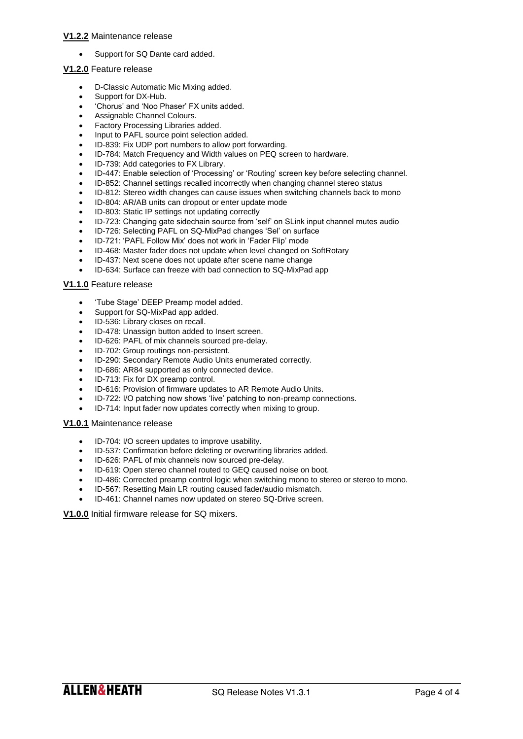**V1.2.2** Maintenance release

- Support for SQ Dante card added.

**V1.2.0** Feature release

- D-Classic Automatic Mic Mixing added.
- Support for DX-Hub.
- 'Chorus' and 'Noo Phaser' FX units added.
- Assignable Channel Colours.
- Factory Processing Libraries added.
- Input to PAFL source point selection added.
- ID-839: Fix UDP port numbers to allow port forwarding.
- ID-784: Match Frequency and Width values on PEQ screen to hardware.
- ID-739: Add categories to FX Library.
- ID-447: Enable selection of 'Processing' or 'Routing' screen key before selecting channel.
- ID-852: Channel settings recalled incorrectly when changing channel stereo status
- ID-812: Stereo width changes can cause issues when switching channels back to mono
- ID-804: AR/AB units can dropout or enter update mode
- ID-803: Static IP settings not updating correctly
- ID-723: Changing gate sidechain source from 'self' on SLink input channel mutes audio
- ID-726: Selecting PAFL on SQ-MixPad changes 'Sel' on surface
- ID-721: 'PAFL Follow Mix' does not work in 'Fader Flip' mode
- ID-468: Master fader does not update when level changed on SoftRotary
- ID-437: Next scene does not update after scene name change
- ID-634: Surface can freeze with bad connection to SQ-MixPad app

**V1.1.0** Feature release

- 'Tube Stage' DEEP Preamp model added.
- Support for SQ-MixPad app added.
- ID-536: Library closes on recall.
- ID-478: Unassign button added to Insert screen.
- ID-626: PAFL of mix channels sourced pre-delay.
- ID-702: Group routings non-persistent.
- ID-290: Secondary Remote Audio Units enumerated correctly.
- ID-686: AR84 supported as only connected device.
- ID-713: Fix for DX preamp control.
- ID-616: Provision of firmware updates to AR Remote Audio Units.
- ID-722: I/O patching now shows 'live' patching to non-preamp connections.
- ID-714: Input fader now updates correctly when mixing to group.

**V1.0.1** Maintenance release

- ID-704: I/O screen updates to improve usability.
- ID-537: Confirmation before deleting or overwriting libraries added.
- ID-626: PAFL of mix channels now sourced pre-delay.
- ID-619: Open stereo channel routed to GEQ caused noise on boot.
- ID-486: Corrected preamp control logic when switching mono to stereo or stereo to mono.
- ID-567: Resetting Main LR routing caused fader/audio mismatch.
- ID-461: Channel names now updated on stereo SQ-Drive screen.

**V1.0.0** Initial firmware release for SQ mixers.